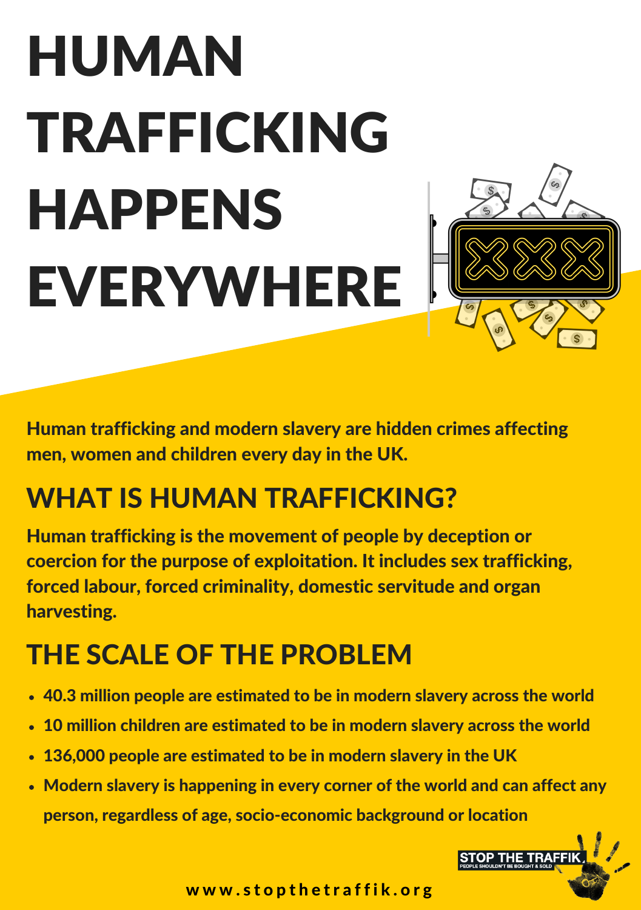# HUMAN TRAFFICKING HAPPENS EVERYWHERE

**Human trafficking and modern slavery are hidden crimes affecting men, women and children every day in the UK.**

## WHAT IS HUMAN TRAFFICKING?

**Human trafficking is the movement of people by deception or coercion for the purpose of exploitation. It includes sex trafficking, forced labour, forced criminality, domestic servitude and organ harvesting.**

## THE SCALE OF THE PROBLEM

- **40.3 million people are estimated to be in modern slavery across the world**
- **10 million children are estimated to be in modern slavery across the world**
- **136,000 people are estimated to be in modern slavery in the UK**
- **Modern slavery is happening in every corner of the world and can affect any person, regardless of age, socio-economic background or location**

STOP THE TRAFFIK
PEOPLE SHOULDN'T BE BOUGHT & SOLD

**www.stopthetraffik.org**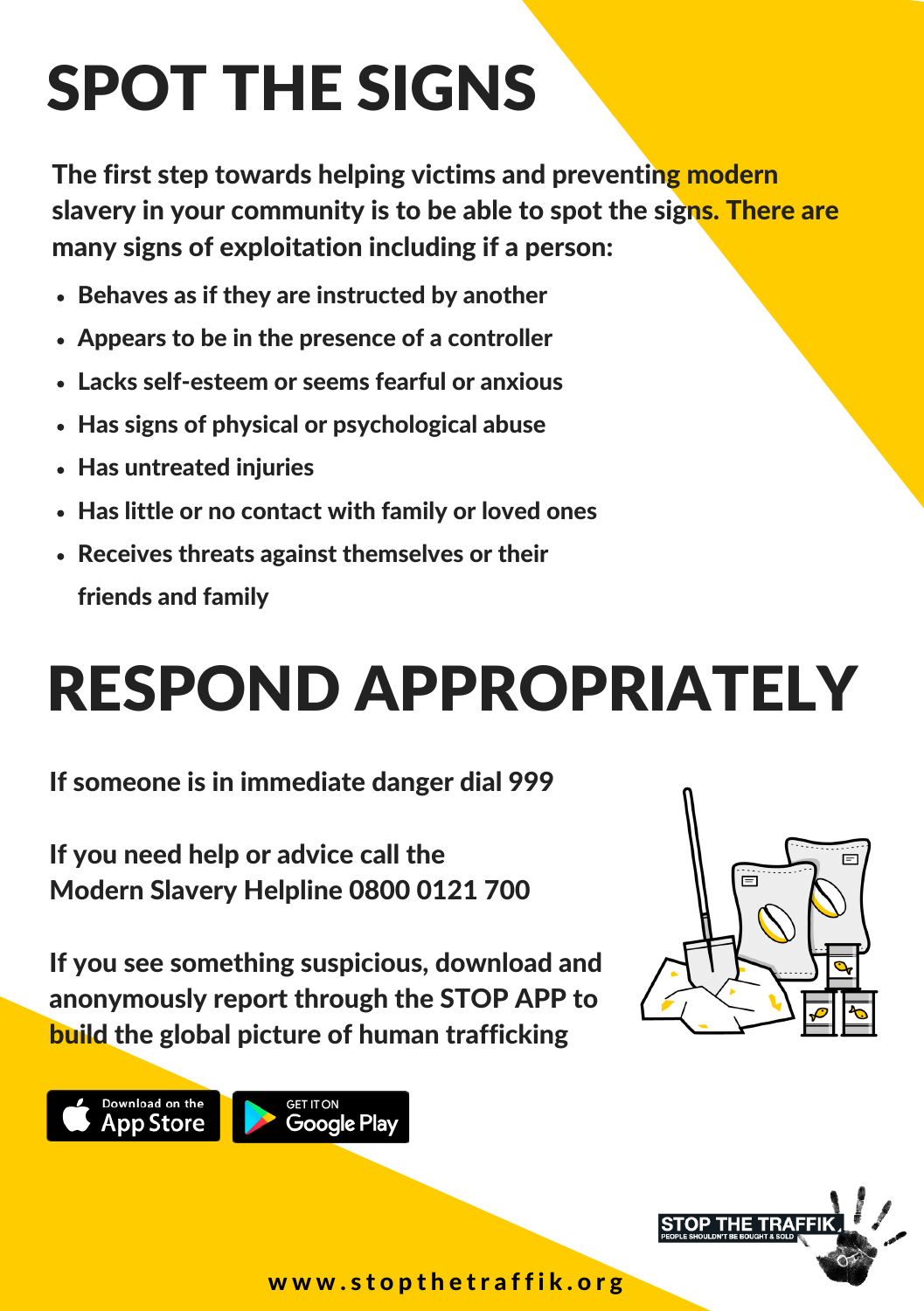# SPOT THE SIGNS

**The first step towards helping victims and preventing modern slavery in your community is to be able to spot the signs. There are many signs of exploitation including if a person:**

- **Behaves as if they are instructed by another**
- **Appears to be in the presence of a controller**
- **Lacks self-esteem or seems fearful or anxious**
- **Has signs of physical or psychological abuse**
- **Has untreated injuries**
- **Has little or no contact with family or loved ones**
- **Receives threats against themselves or their friends and family**

# RESPOND APPROPRIATELY

**If someone is in immediate danger dial 999**

**If you need help or advice call the Modern Slavery Helpline 0800 0121 700**

**If you see something suspicious, download and anonymously report through the STOP APP to build the global picture of human trafficking**

Download on the App Store

GET IT ON Google Play

STOP THE TRAFFIK
PEOPLE SHOULDN'T BE BOUGHT & SOLD

**www.stopthetraffik.org**